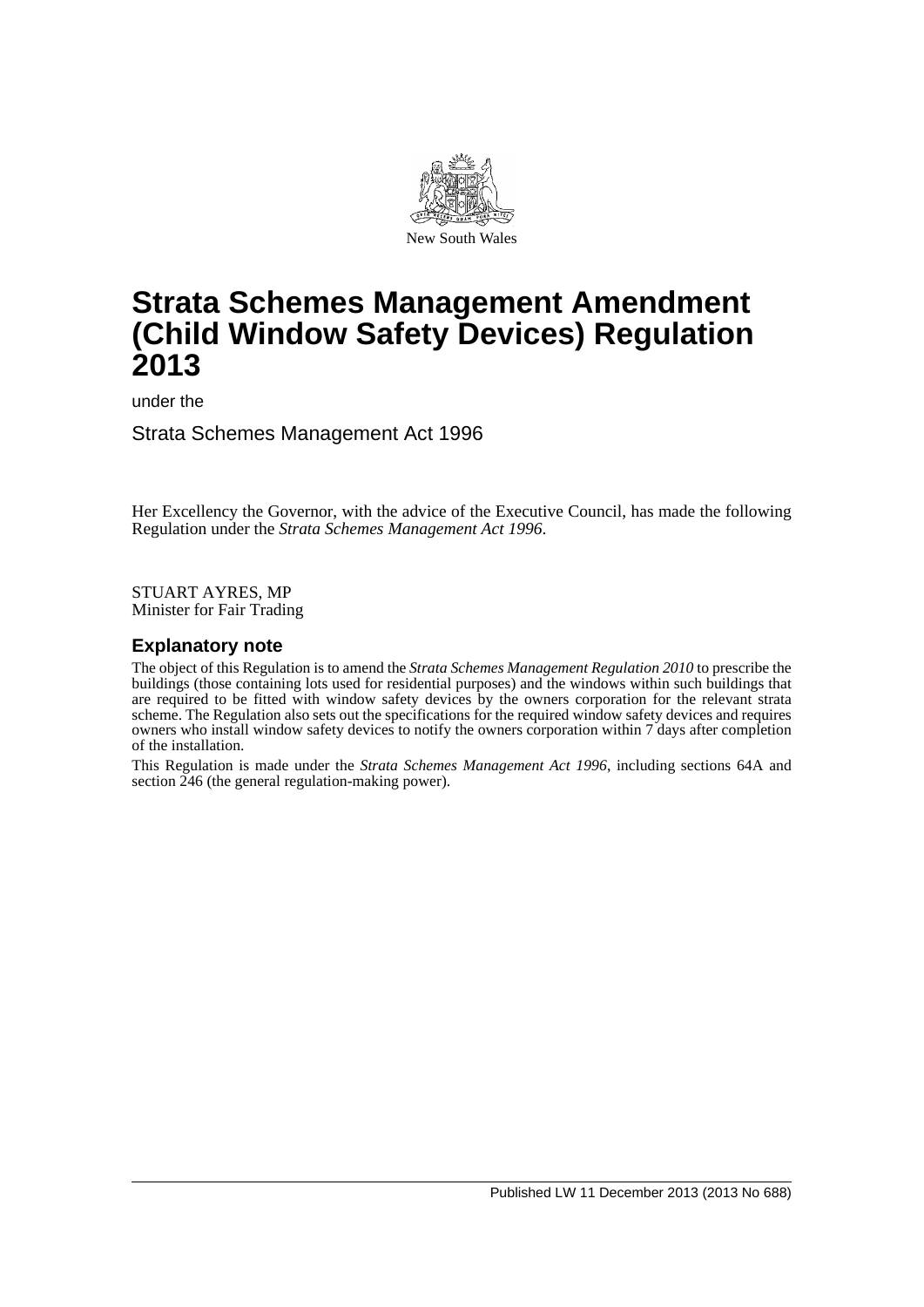New South Wales

# Strata Schemes Management Amendment (Child Window Safety Devices) Regulation 2013

under the

Strata Schemes Management Act 1996

Her Excellency the Governor, with the advice of the Executive Council, has made the following Regulation under the *Strata Schemes Management Act 1996*.

STUART AYRES, MP
Minister for Fair Trading

## Explanatory note

The object of this Regulation is to amend the *Strata Schemes Management Regulation 2010* to prescribe the buildings (those containing lots used for residential purposes) and the windows within such buildings that are required to be fitted with window safety devices by the owners corporation for the relevant strata scheme. The Regulation also sets out the specifications for the required window safety devices and requires owners who install window safety devices to notify the owners corporation within 7 days after completion of the installation.

This Regulation is made under the *Strata Schemes Management Act 1996*, including sections 64A and section 246 (the general regulation-making power).

Published LW 11 December 2013 (2013 No 688)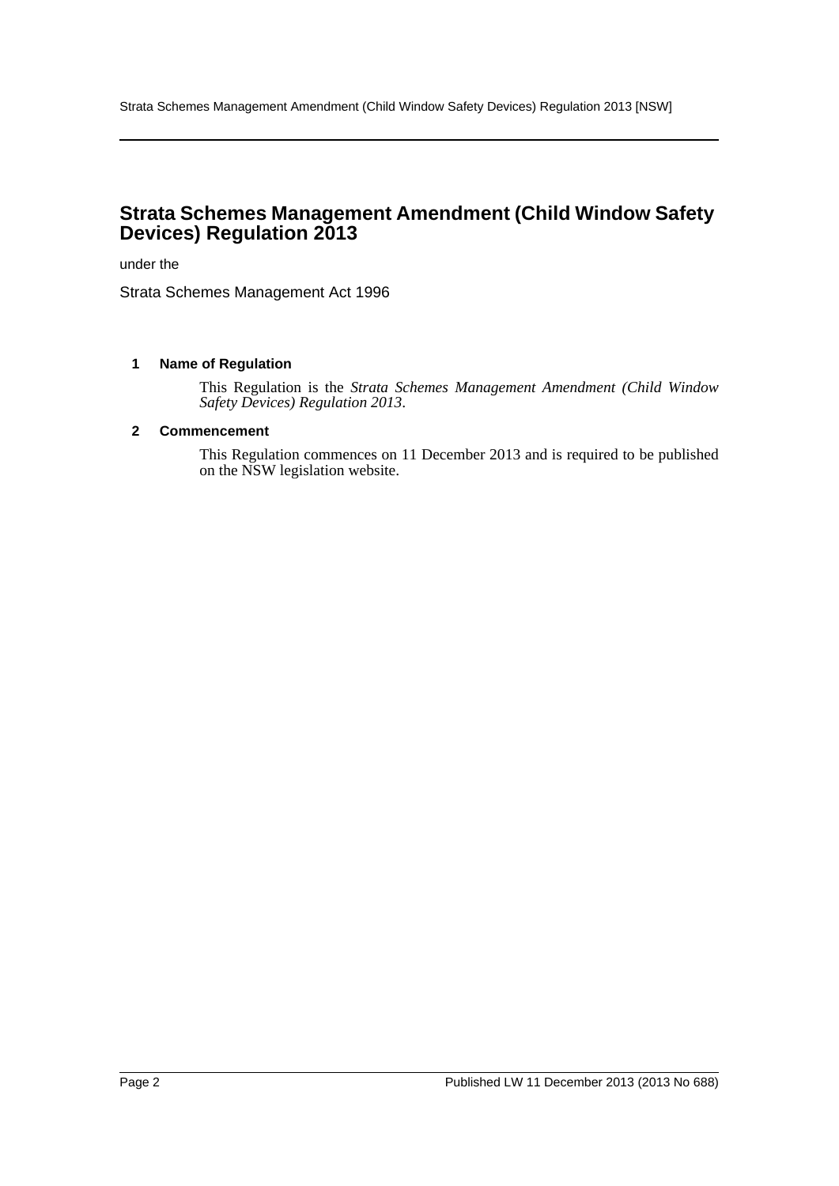# Strata Schemes Management Amendment (Child Window Safety Devices) Regulation 2013

under the

Strata Schemes Management Act 1996

### 1 Name of Regulation

This Regulation is the *Strata Schemes Management Amendment (Child Window Safety Devices) Regulation 2013*.

### 2 Commencement

This Regulation commences on 11 December 2013 and is required to be published on the NSW legislation website.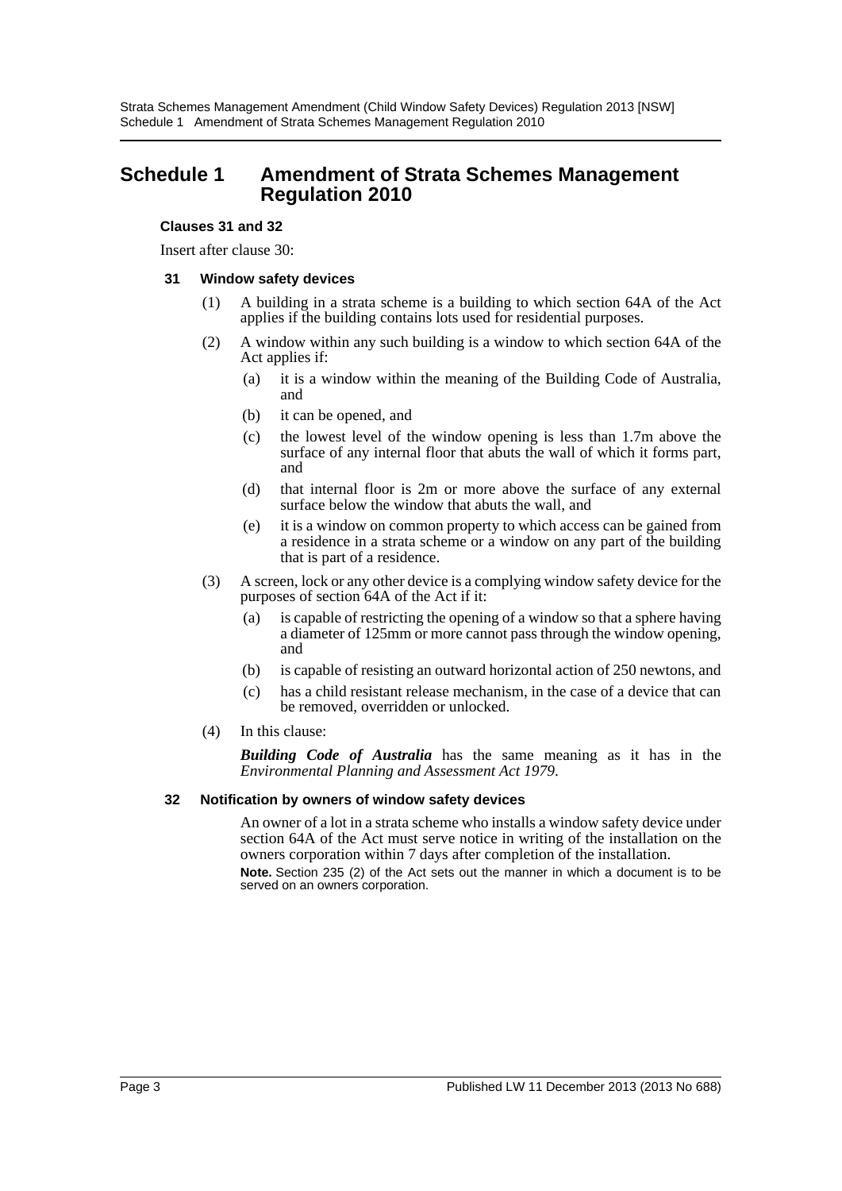# Schedule 1 Amendment of Strata Schemes Management Regulation 2010

**Clauses 31 and 32**

Insert after clause 30:

**31 Window safety devices**

(1) A building in a strata scheme is a building to which section 64A of the Act applies if the building contains lots used for residential purposes.

(2) A window within any such building is a window to which section 64A of the Act applies if:

(a) it is a window within the meaning of the Building Code of Australia, and

(b) it can be opened, and

(c) the lowest level of the window opening is less than 1.7m above the surface of any internal floor that abuts the wall of which it forms part, and

(d) that internal floor is 2m or more above the surface of any external surface below the window that abuts the wall, and

(e) it is a window on common property to which access can be gained from a residence in a strata scheme or a window on any part of the building that is part of a residence.

(3) A screen, lock or any other device is a complying window safety device for the purposes of section 64A of the Act if it:

(a) is capable of restricting the opening of a window so that a sphere having a diameter of 125mm or more cannot pass through the window opening, and

(b) is capable of resisting an outward horizontal action of 250 newtons, and

(c) has a child resistant release mechanism, in the case of a device that can be removed, overridden or unlocked.

(4) In this clause:

***Building Code of Australia*** has the same meaning as it has in the *Environmental Planning and Assessment Act 1979*.

**32 Notification by owners of window safety devices**

An owner of a lot in a strata scheme who installs a window safety device under section 64A of the Act must serve notice in writing of the installation on the owners corporation within 7 days after completion of the installation.

**Note.** Section 235 (2) of the Act sets out the manner in which a document is to be served on an owners corporation.